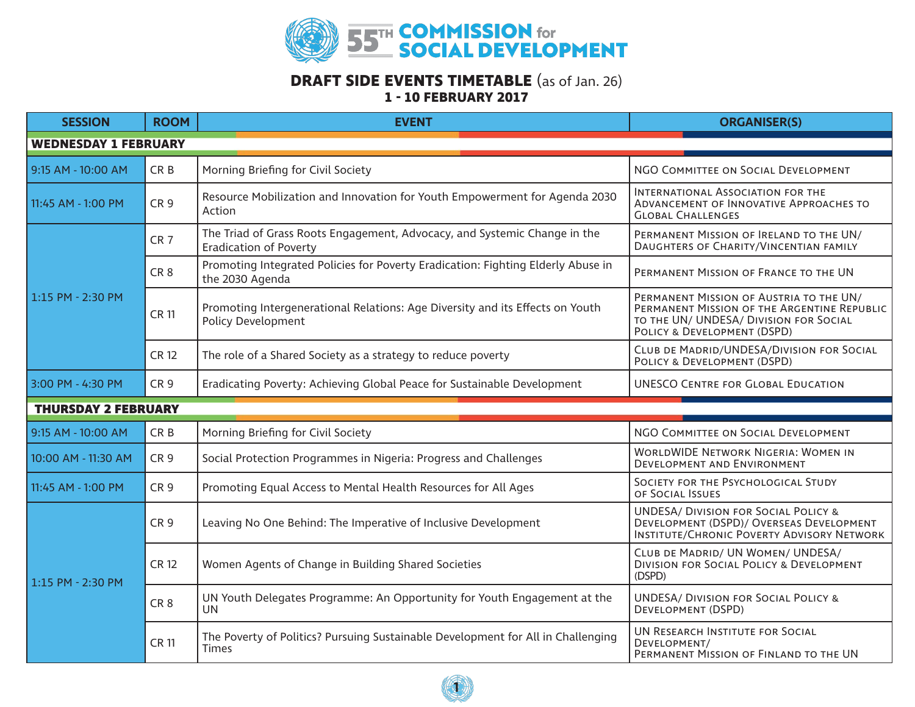# 55TH COMMISSION for SOCIAL DEVELOPMENT

## DRAFT SIDE EVENTS TIMETABLE (as of Jan. 26)
### 1 - 10 FEBRUARY 2017

| SESSION | ROOM | EVENT | ORGANISER(S) |
|---|---|---|---|
| **WEDNESDAY 1 FEBRUARY** | | | |
| 9:15 AM - 10:00 AM | CR B | Morning Briefing for Civil Society | NGO Committee on Social Development |
| 11:45 AM - 1:00 PM | CR 9 | Resource Mobilization and Innovation for Youth Empowerment for Agenda 2030 Action | International Association for the Advancement of Innovative Approaches to Global Challenges |
| 1:15 PM - 2:30 PM | CR 7 | The Triad of Grass Roots Engagement, Advocacy, and Systemic Change in the Eradication of Poverty | Permanent Mission of Ireland to the UN/ Daughters of Charity/Vincentian Family |
| | CR 8 | Promoting Integrated Policies for Poverty Eradication: Fighting Elderly Abuse in the 2030 Agenda | Permanent Mission of France to the UN |
| | CR 11 | Promoting Intergenerational Relations: Age Diversity and its Effects on Youth Policy Development | Permanent Mission of Austria to the UN/ Permanent Mission of the Argentine Republic to the UN/ UNDESA/ Division for Social Policy & Development (DSPD) |
| | CR 12 | The role of a Shared Society as a strategy to reduce poverty | Club de Madrid/UNDESA/Division for Social Policy & Development (DSPD) |
| 3:00 PM - 4:30 PM | CR 9 | Eradicating Poverty: Achieving Global Peace for Sustainable Development | UNESCO Centre for Global Education |
| **THURSDAY 2 FEBRUARY** | | | |
| 9:15 AM - 10:00 AM | CR B | Morning Briefing for Civil Society | NGO Committee on Social Development |
| 10:00 AM - 11:30 AM | CR 9 | Social Protection Programmes in Nigeria: Progress and Challenges | WorldWide Network Nigeria: Women in Development and Environment |
| 11:45 AM - 1:00 PM | CR 9 | Promoting Equal Access to Mental Health Resources for All Ages | Society for the Psychological Study of Social Issues |
| 1:15 PM - 2:30 PM | CR 9 | Leaving No One Behind: The Imperative of Inclusive Development | UNDESA/ Division for Social Policy & Development (DSPD)/ Overseas Development Institute/Chronic Poverty Advisory Network |
| | CR 12 | Women Agents of Change in Building Shared Societies | Club de Madrid/ UN Women/ UNDESA/ Division for Social Policy & Development (DSPD) |
| | CR 8 | UN Youth Delegates Programme: An Opportunity for Youth Engagement at the UN | UNDESA/ Division for Social Policy & Development (DSPD) |
| | CR 11 | The Poverty of Politics? Pursuing Sustainable Development for All in Challenging Times | UN Research Institute for Social Development/ Permanent Mission of Finland to the UN |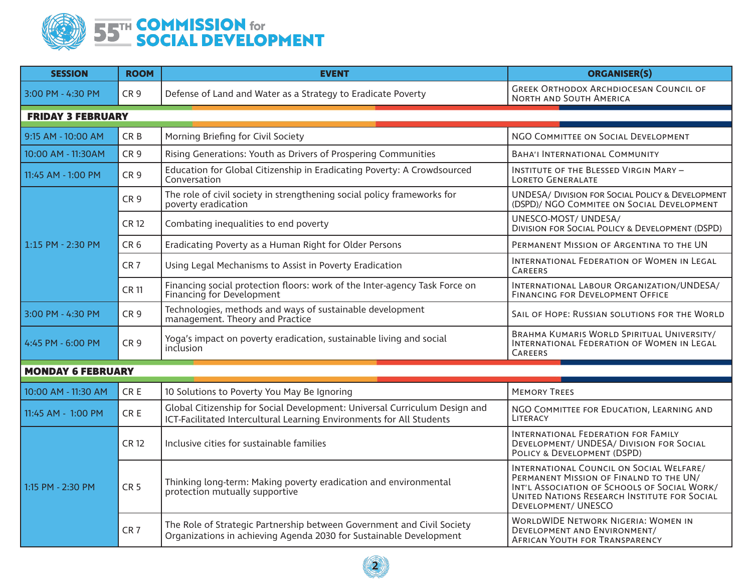# 55TH COMMISSION for SOCIAL DEVELOPMENT

| SESSION | ROOM | EVENT | ORGANISER(S) |
|---|---|---|---|
| 3:00 PM - 4:30 PM | CR 9 | Defense of Land and Water as a Strategy to Eradicate Poverty | Greek Orthodox Archdiocesan Council of North and South America |
| **FRIDAY 3 FEBRUARY** | | | |
| 9:15 AM - 10:00 AM | CR B | Morning Briefing for Civil Society | NGO Committee on Social Development |
| 10:00 AM - 11:30AM | CR 9 | Rising Generations: Youth as Drivers of Prospering Communities | Baha'i International Community |
| 11:45 AM - 1:00 PM | CR 9 | Education for Global Citizenship in Eradicating Poverty: A Crowdsourced Conversation | Institute of the Blessed Virgin Mary – Loreto Generalate |
| 1:15 PM - 2:30 PM | CR 9 | The role of civil society in strengthening social policy frameworks for poverty eradication | UNDESA/ Division for Social Policy & Development (DSPD)/ NGO Commitee on Social Development |
| | CR 12 | Combating inequalities to end poverty | UNESCO-MOST/ UNDESA/ Division for Social Policy & Development (DSPD) |
| | CR 6 | Eradicating Poverty as a Human Right for Older Persons | Permanent Mission of Argentina to the UN |
| | CR 7 | Using Legal Mechanisms to Assist in Poverty Eradication | International Federation of Women in Legal Careers |
| | CR 11 | Financing social protection floors: work of the Inter-agency Task Force on Financing for Development | International Labour Organization/UNDESA/ Financing for Development Office |
| 3:00 PM - 4:30 PM | CR 9 | Technologies, methods and ways of sustainable development management. Theory and Practice | Sail of Hope: Russian Solutions for the World |
| 4:45 PM - 6:00 PM | CR 9 | Yoga's impact on poverty eradication, sustainable living and social inclusion | Brahma Kumaris World Spiritual University/ International Federation of Women in Legal Careers |
| **MONDAY 6 FEBRUARY** | | | |
| 10:00 AM - 11:30 AM | CR E | 10 Solutions to Poverty You May Be Ignoring | Memory Trees |
| 11:45 AM - 1:00 PM | CR E | Global Citizenship for Social Development: Universal Curriculum Design and ICT-Facilitated Intercultural Learning Environments for All Students | NGO Committee for Education, Learning and Literacy |
| 1:15 PM - 2:30 PM | CR 12 | Inclusive cities for sustainable families | International Federation for Family Development/ UNDESA/ Division for Social Policy & Development (DSPD) |
| | CR 5 | Thinking long-term: Making poverty eradication and environmental protection mutually supportive | International Council on Social Welfare/ Permanent Mission of Finalnd to the UN/ Int'l Association of Schools of Social Work/ United Nations Research Institute for Social Development/ UNESCO |
| | CR 7 | The Role of Strategic Partnership between Government and Civil Society Organizations in achieving Agenda 2030 for Sustainable Development | Worldwide Network Nigeria: Women in Development and Environment/ African Youth for Transparency |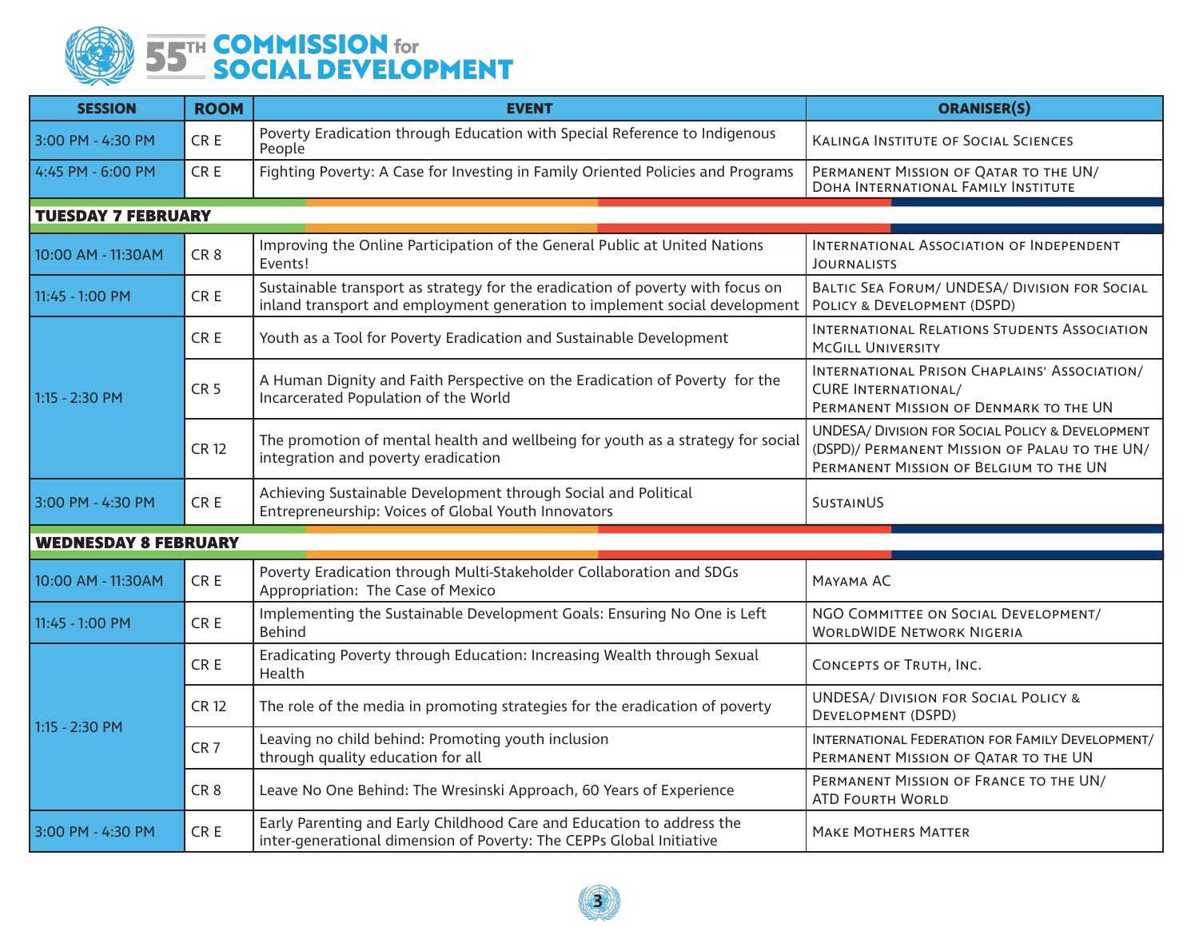# 55TH COMMISSION for SOCIAL DEVELOPMENT

| SESSION | ROOM | EVENT | ORANISER(S) |
|---|---|---|---|
| 3:00 PM - 4:30 PM | CR E | Poverty Eradication through Education with Special Reference to Indigenous People | Kalinga Institute of Social Sciences |
| 4:45 PM - 6:00 PM | CR E | Fighting Poverty: A Case for Investing in Family Oriented Policies and Programs | Permanent Mission of Qatar to the UN/ Doha International Family Institute |
| **TUESDAY 7 FEBRUARY** | | | |
| 10:00 AM - 11:30AM | CR 8 | Improving the Online Participation of the General Public at United Nations Events! | International Association of Independent Journalists |
| 11:45 - 1:00 PM | CR E | Sustainable transport as strategy for the eradication of poverty with focus on inland transport and employment generation to implement social development | Baltic Sea Forum/ UNDESA/ Division for Social Policy & Development (DSPD) |
| 1:15 - 2:30 PM | CR E | Youth as a Tool for Poverty Eradication and Sustainable Development | International Relations Students Association McGill University |
| | CR 5 | A Human Dignity and Faith Perspective on the Eradication of Poverty for the Incarcerated Population of the World | International Prison Chaplains' Association/ CURE International/ Permanent Mission of Denmark to the UN |
| | CR 12 | The promotion of mental health and wellbeing for youth as a strategy for social integration and poverty eradication | UNDESA/ Division for Social Policy & Development (DSPD)/ Permanent Mission of Palau to the UN/ Permanent Mission of Belgium to the UN |
| 3:00 PM - 4:30 PM | CR E | Achieving Sustainable Development through Social and Political Entrepreneurship: Voices of Global Youth Innovators | SustainUS |
| **WEDNESDAY 8 FEBRUARY** | | | |
| 10:00 AM - 11:30AM | CR E | Poverty Eradication through Multi-Stakeholder Collaboration and SDGs Appropriation: The Case of Mexico | Mayama AC |
| 11:45 - 1:00 PM | CR E | Implementing the Sustainable Development Goals: Ensuring No One is Left Behind | NGO Committee on Social Development/ WorldWide Network Nigeria |
| 1:15 - 2:30 PM | CR E | Eradicating Poverty through Education: Increasing Wealth through Sexual Health | Concepts of Truth, Inc. |
| | CR 12 | The role of the media in promoting strategies for the eradication of poverty | UNDESA/ Division for Social Policy & Development (DSPD) |
| | CR 7 | Leaving no child behind: Promoting youth inclusion through quality education for all | International Federation for Family Development/ Permanent Mission of Qatar to the UN |
| | CR 8 | Leave No One Behind: The Wresinski Approach, 60 Years of Experience | Permanent Mission of France to the UN/ ATD Fourth World |
| 3:00 PM - 4:30 PM | CR E | Early Parenting and Early Childhood Care and Education to address the inter-generational dimension of Poverty: The CEPPs Global Initiative | Make Mothers Matter |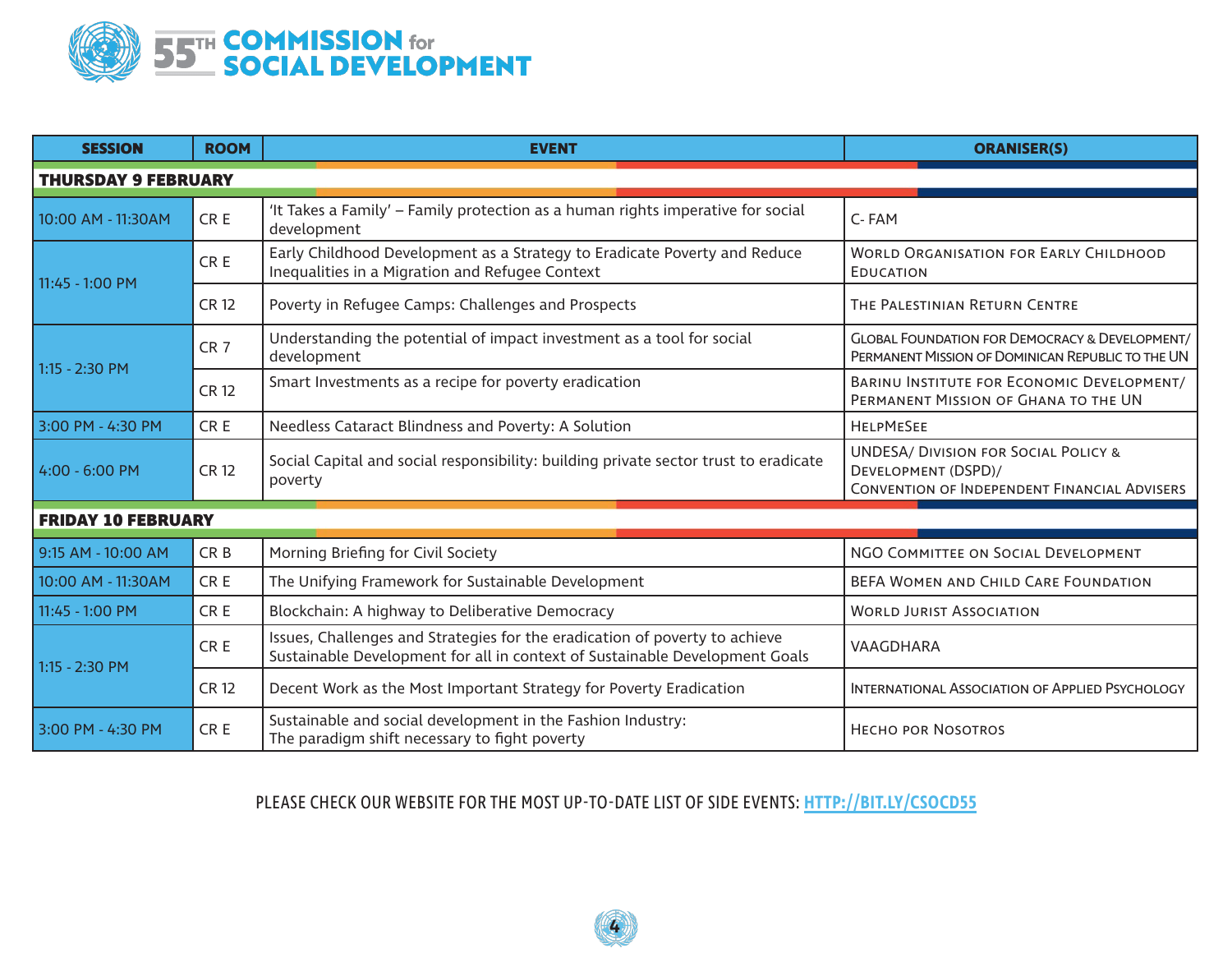# 55TH COMMISSION for SOCIAL DEVELOPMENT

| SESSION | ROOM | EVENT | ORANISER(S) |
|---|---|---|---|
| **THURSDAY 9 FEBRUARY** | | | |
| 10:00 AM - 11:30AM | CR E | 'It Takes a Family' – Family protection as a human rights imperative for social development | C- FAM |
| 11:45 - 1:00 PM | CR E | Early Childhood Development as a Strategy to Eradicate Poverty and Reduce Inequalities in a Migration and Refugee Context | World Organisation for Early Childhood Education |
| | CR 12 | Poverty in Refugee Camps: Challenges and Prospects | The Palestinian Return Centre |
| 1:15 - 2:30 PM | CR 7 | Understanding the potential of impact investment as a tool for social development | Global Foundation for Democracy & Development/ Permanent Mission of Dominican Republic to the UN |
| | CR 12 | Smart Investments as a recipe for poverty eradication | Barinu Institute for Economic Development/ Permanent Mission of Ghana to the UN |
| 3:00 PM - 4:30 PM | CR E | Needless Cataract Blindness and Poverty: A Solution | HelpMeSee |
| 4:00 - 6:00 PM | CR 12 | Social Capital and social responsibility: building private sector trust to eradicate poverty | UNDESA/ Division for Social Policy & Development (DSPD)/ Convention of Independent Financial Advisers |
| **FRIDAY 10 FEBRUARY** | | | |
| 9:15 AM - 10:00 AM | CR B | Morning Briefing for Civil Society | NGO Committee on Social Development |
| 10:00 AM - 11:30AM | CR E | The Unifying Framework for Sustainable Development | BEFA Women and Child Care Foundation |
| 11:45 - 1:00 PM | CR E | Blockchain: A highway to Deliberative Democracy | World Jurist Association |
| 1:15 - 2:30 PM | CR E | Issues, Challenges and Strategies for the eradication of poverty to achieve Sustainable Development for all in context of Sustainable Development Goals | VAAGDHARA |
| | CR 12 | Decent Work as the Most Important Strategy for Poverty Eradication | International Association of Applied Psychology |
| 3:00 PM - 4:30 PM | CR E | Sustainable and social development in the Fashion Industry: The paradigm shift necessary to fight poverty | Hecho por Nosotros |

PLEASE CHECK OUR WEBSITE FOR THE MOST UP-TO-DATE LIST OF SIDE EVENTS: HTTP://BIT.LY/CSOCD55